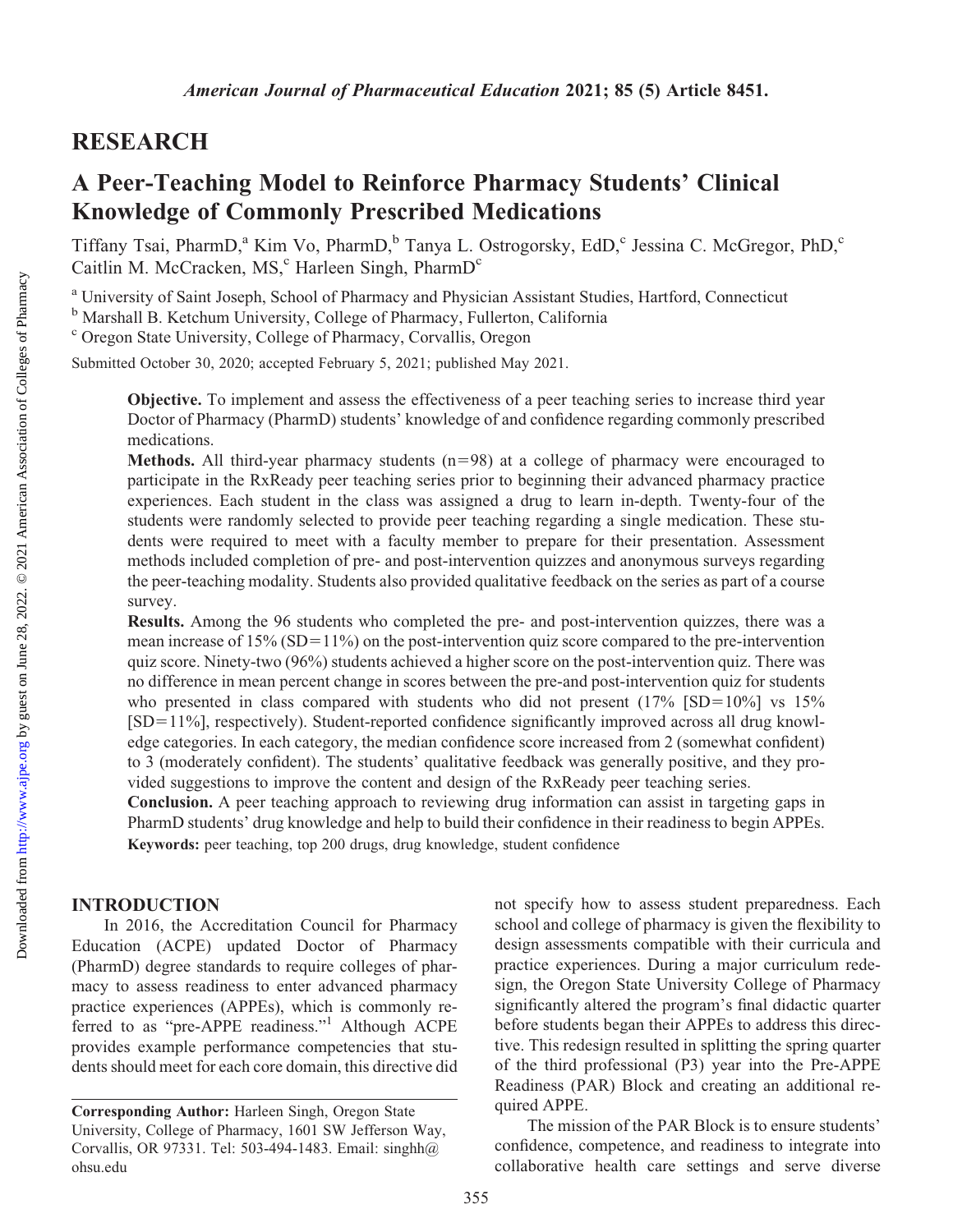## RESEARCH

# A Peer-Teaching Model to Reinforce Pharmacy Students' Clinical Knowledge of Commonly Prescribed Medications

Tiffany Tsai, PharmD,[a] Kim Vo, PharmD,[b] Tanya L. Ostrogorsky, EdD,[c] Jessina C. McGregor, PhD,[c] Caitlin M. McCracken, MS,[c] Harleen Singh, PharmD[c]

[a] University of Saint Joseph, School of Pharmacy and Physician Assistant Studies, Hartford, Connecticut

[b] Marshall B. Ketchum University, College of Pharmacy, Fullerton, California

[c] Oregon State University, College of Pharmacy, Corvallis, Oregon

Submitted October 30, 2020; accepted February 5, 2021; published May 2021.

**Objective.** To implement and assess the effectiveness of a peer teaching series to increase third year Doctor of Pharmacy (PharmD) students' knowledge of and confidence regarding commonly prescribed medications.

**Methods.** All third-year pharmacy students (n=98) at a college of pharmacy were encouraged to participate in the RxReady peer teaching series prior to beginning their advanced pharmacy practice experiences. Each student in the class was assigned a drug to learn in-depth. Twenty-four of the students were randomly selected to provide peer teaching regarding a single medication. These students were required to meet with a faculty member to prepare for their presentation. Assessment methods included completion of pre- and post-intervention quizzes and anonymous surveys regarding the peer-teaching modality. Students also provided qualitative feedback on the series as part of a course survey.

**Results.** Among the 96 students who completed the pre- and post-intervention quizzes, there was a mean increase of 15% (SD=11%) on the post-intervention quiz score compared to the pre-intervention quiz score. Ninety-two (96%) students achieved a higher score on the post-intervention quiz. There was no difference in mean percent change in scores between the pre-and post-intervention quiz for students who presented in class compared with students who did not present (17% [SD=10%] vs 15% [SD=11%], respectively). Student-reported confidence significantly improved across all drug knowledge categories. In each category, the median confidence score increased from 2 (somewhat confident) to 3 (moderately confident). The students' qualitative feedback was generally positive, and they provided suggestions to improve the content and design of the RxReady peer teaching series.

**Conclusion.** A peer teaching approach to reviewing drug information can assist in targeting gaps in PharmD students' drug knowledge and help to build their confidence in their readiness to begin APPEs.

**Keywords:** peer teaching, top 200 drugs, drug knowledge, student confidence

## INTRODUCTION

In 2016, the Accreditation Council for Pharmacy Education (ACPE) updated Doctor of Pharmacy (PharmD) degree standards to require colleges of pharmacy to assess readiness to enter advanced pharmacy practice experiences (APPEs), which is commonly referred to as "pre-APPE readiness."[1] Although ACPE provides example performance competencies that students should meet for each core domain, this directive did not specify how to assess student preparedness. Each school and college of pharmacy is given the flexibility to design assessments compatible with their curricula and practice experiences. During a major curriculum redesign, the Oregon State University College of Pharmacy significantly altered the program's final didactic quarter before students began their APPEs to address this directive. This redesign resulted in splitting the spring quarter of the third professional (P3) year into the Pre-APPE Readiness (PAR) Block and creating an additional required APPE.

The mission of the PAR Block is to ensure students' confidence, competence, and readiness to integrate into collaborative health care settings and serve diverse

**Corresponding Author:** Harleen Singh, Oregon State University, College of Pharmacy, 1601 SW Jefferson Way, Corvallis, OR 97331. Tel: 503-494-1483. Email: singhh@ohsu.edu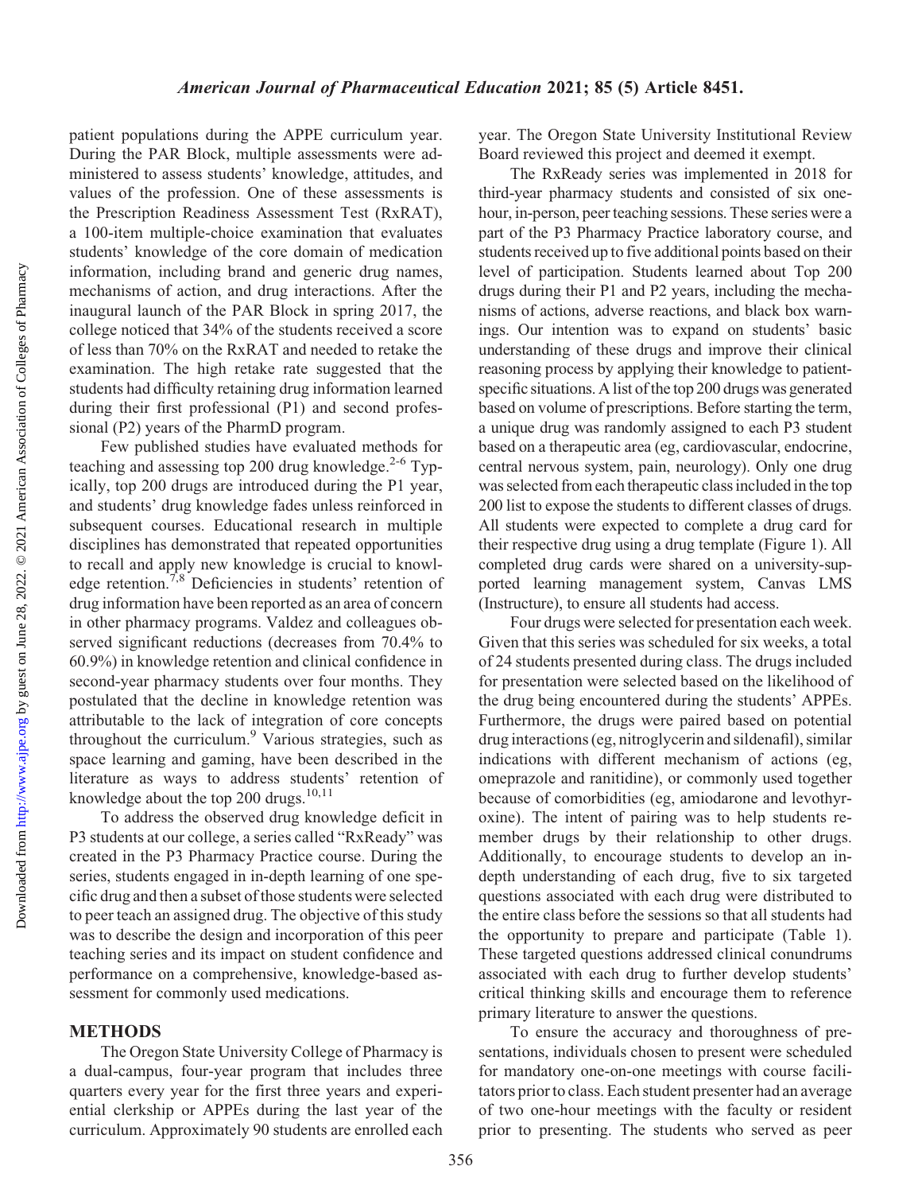patient populations during the APPE curriculum year. During the PAR Block, multiple assessments were administered to assess students' knowledge, attitudes, and values of the profession. One of these assessments is the Prescription Readiness Assessment Test (RxRAT), a 100-item multiple-choice examination that evaluates students' knowledge of the core domain of medication information, including brand and generic drug names, mechanisms of action, and drug interactions. After the inaugural launch of the PAR Block in spring 2017, the college noticed that 34% of the students received a score of less than 70% on the RxRAT and needed to retake the examination. The high retake rate suggested that the students had difficulty retaining drug information learned during their first professional (P1) and second professional (P2) years of the PharmD program.

Few published studies have evaluated methods for teaching and assessing top 200 drug knowledge.[2-6] Typically, top 200 drugs are introduced during the P1 year, and students' drug knowledge fades unless reinforced in subsequent courses. Educational research in multiple disciplines has demonstrated that repeated opportunities to recall and apply new knowledge is crucial to knowledge retention.[7,8] Deficiencies in students' retention of drug information have been reported as an area of concern in other pharmacy programs. Valdez and colleagues observed significant reductions (decreases from 70.4% to 60.9%) in knowledge retention and clinical confidence in second-year pharmacy students over four months. They postulated that the decline in knowledge retention was attributable to the lack of integration of core concepts throughout the curriculum.[9] Various strategies, such as space learning and gaming, have been described in the literature as ways to address students' retention of knowledge about the top 200 drugs.[10,11]

To address the observed drug knowledge deficit in P3 students at our college, a series called "RxReady" was created in the P3 Pharmacy Practice course. During the series, students engaged in in-depth learning of one specific drug and then a subset of those students were selected to peer teach an assigned drug. The objective of this study was to describe the design and incorporation of this peer teaching series and its impact on student confidence and performance on a comprehensive, knowledge-based assessment for commonly used medications.

## METHODS

The Oregon State University College of Pharmacy is a dual-campus, four-year program that includes three quarters every year for the first three years and experiential clerkship or APPEs during the last year of the curriculum. Approximately 90 students are enrolled each year. The Oregon State University Institutional Review Board reviewed this project and deemed it exempt.

The RxReady series was implemented in 2018 for third-year pharmacy students and consisted of six one-hour, in-person, peer teaching sessions. These series were a part of the P3 Pharmacy Practice laboratory course, and students received up to five additional points based on their level of participation. Students learned about Top 200 drugs during their P1 and P2 years, including the mechanisms of actions, adverse reactions, and black box warnings. Our intention was to expand on students' basic understanding of these drugs and improve their clinical reasoning process by applying their knowledge to patient-specific situations. A list of the top 200 drugs was generated based on volume of prescriptions. Before starting the term, a unique drug was randomly assigned to each P3 student based on a therapeutic area (eg, cardiovascular, endocrine, central nervous system, pain, neurology). Only one drug was selected from each therapeutic class included in the top 200 list to expose the students to different classes of drugs. All students were expected to complete a drug card for their respective drug using a drug template (Figure 1). All completed drug cards were shared on a university-supported learning management system, Canvas LMS (Instructure), to ensure all students had access.

Four drugs were selected for presentation each week. Given that this series was scheduled for six weeks, a total of 24 students presented during class. The drugs included for presentation were selected based on the likelihood of the drug being encountered during the students' APPEs. Furthermore, the drugs were paired based on potential drug interactions (eg, nitroglycerin and sildenafil), similar indications with different mechanism of actions (eg, omeprazole and ranitidine), or commonly used together because of comorbidities (eg, amiodarone and levothyroxine). The intent of pairing was to help students remember drugs by their relationship to other drugs. Additionally, to encourage students to develop an in-depth understanding of each drug, five to six targeted questions associated with each drug were distributed to the entire class before the sessions so that all students had the opportunity to prepare and participate (Table 1). These targeted questions addressed clinical conundrums associated with each drug to further develop students' critical thinking skills and encourage them to reference primary literature to answer the questions.

To ensure the accuracy and thoroughness of presentations, individuals chosen to present were scheduled for mandatory one-on-one meetings with course facilitators prior to class. Each student presenter had an average of two one-hour meetings with the faculty or resident prior to presenting. The students who served as peer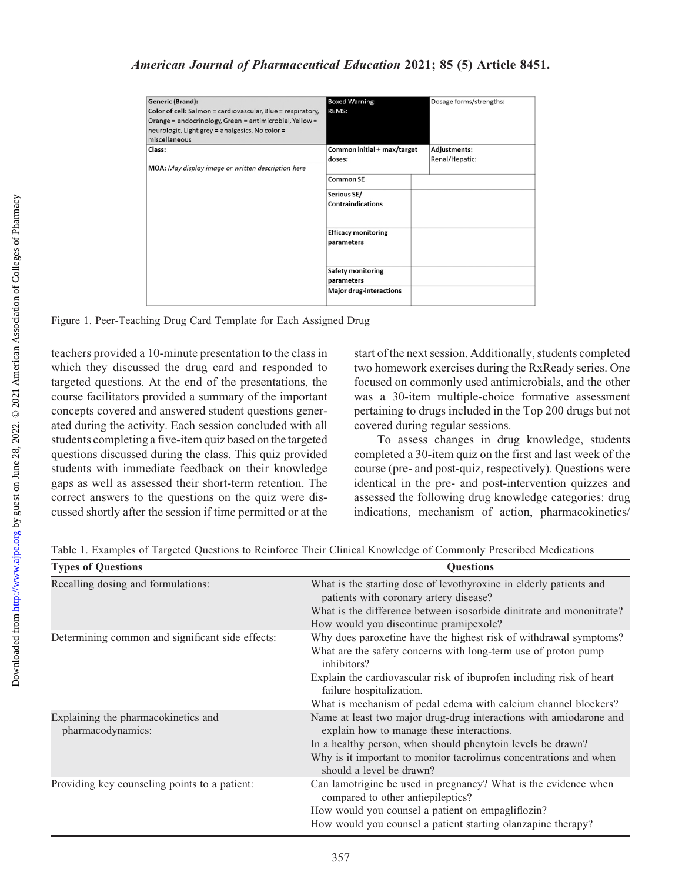| Generic (Brand): Color of cell: Salmon = cardiovascular, Blue = respiratory, Orange = endocrinology, Green = antimicrobial, Yellow = neurologic, Light grey = analgesics, No color = miscellaneous | Boxed Warning: REMS: | | Dosage forms/strengths: |
|---|---|---|---|
| Class: | Common initial ± max/target doses: | | Adjustments: Renal/Hepatic: |
| MOA: *May display image or written description here* | Common SE | | |
| | Serious SE/ Contraindications | | |
| | Efficacy monitoring parameters | | |
| | Safety monitoring parameters | | |
| | Major drug-interactions | | |

Figure 1. Peer-Teaching Drug Card Template for Each Assigned Drug

teachers provided a 10-minute presentation to the class in which they discussed the drug card and responded to targeted questions. At the end of the presentations, the course facilitators provided a summary of the important concepts covered and answered student questions generated during the activity. Each session concluded with all students completing a five-item quiz based on the targeted questions discussed during the class. This quiz provided students with immediate feedback on their knowledge gaps as well as assessed their short-term retention. The correct answers to the questions on the quiz were discussed shortly after the session if time permitted or at the start of the next session. Additionally, students completed two homework exercises during the RxReady series. One focused on commonly used antimicrobials, and the other was a 30-item multiple-choice formative assessment pertaining to drugs included in the Top 200 drugs but not covered during regular sessions.

To assess changes in drug knowledge, students completed a 30-item quiz on the first and last week of the course (pre- and post-quiz, respectively). Questions were identical in the pre- and post-intervention quizzes and assessed the following drug knowledge categories: drug indications, mechanism of action, pharmacokinetics/

Table 1. Examples of Targeted Questions to Reinforce Their Clinical Knowledge of Commonly Prescribed Medications

| Types of Questions | Questions |
|---|---|
| Recalling dosing and formulations: | What is the starting dose of levothyroxine in elderly patients and patients with coronary artery disease? |
| | What is the difference between isosorbide dinitrate and mononitrate? |
| | How would you discontinue pramipexole? |
| Determining common and significant side effects: | Why does paroxetine have the highest risk of withdrawal symptoms? |
| | What are the safety concerns with long-term use of proton pump inhibitors? |
| | Explain the cardiovascular risk of ibuprofen including risk of heart failure hospitalization. |
| | What is mechanism of pedal edema with calcium channel blockers? |
| Explaining the pharmacokinetics and pharmacodynamics: | Name at least two major drug-drug interactions with amiodarone and explain how to manage these interactions. |
| | In a healthy person, when should phenytoin levels be drawn? |
| | Why is it important to monitor tacrolimus concentrations and when should a level be drawn? |
| Providing key counseling points to a patient: | Can lamotrigine be used in pregnancy? What is the evidence when compared to other antiepileptics? |
| | How would you counsel a patient on empagliflozin? |
| | How would you counsel a patient starting olanzapine therapy? |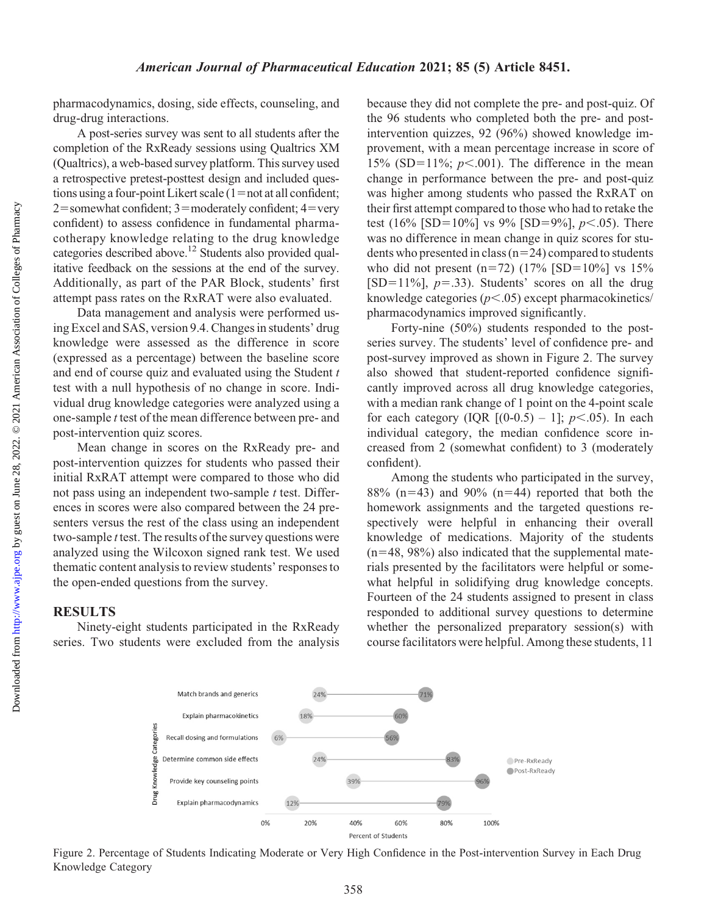pharmacodynamics, dosing, side effects, counseling, and drug-drug interactions.

A post-series survey was sent to all students after the completion of the RxReady sessions using Qualtrics XM (Qualtrics), a web-based survey platform. This survey used a retrospective pretest-posttest design and included questions using a four-point Likert scale (1=not at all confident; 2=somewhat confident; 3=moderately confident; 4=very confident) to assess confidence in fundamental pharmacotherapy knowledge relating to the drug knowledge categories described above.[12] Students also provided qualitative feedback on the sessions at the end of the survey. Additionally, as part of the PAR Block, students' first attempt pass rates on the RxRAT were also evaluated.

Data management and analysis were performed using Excel and SAS, version 9.4. Changes in students' drug knowledge were assessed as the difference in score (expressed as a percentage) between the baseline score and end of course quiz and evaluated using the Student *t* test with a null hypothesis of no change in score. Individual drug knowledge categories were analyzed using a one-sample *t* test of the mean difference between pre- and post-intervention quiz scores.

Mean change in scores on the RxReady pre- and post-intervention quizzes for students who passed their initial RxRAT attempt were compared to those who did not pass using an independent two-sample *t* test. Differences in scores were also compared between the 24 presenters versus the rest of the class using an independent two-sample *t* test. The results of the survey questions were analyzed using the Wilcoxon signed rank test. We used thematic content analysis to review students' responses to the open-ended questions from the survey.

## RESULTS

Ninety-eight students participated in the RxReady series. Two students were excluded from the analysis because they did not complete the pre- and post-quiz. Of the 96 students who completed both the pre- and post-intervention quizzes, 92 (96%) showed knowledge improvement, with a mean percentage increase in score of 15% (SD=11%; $p<.001$). The difference in the mean change in performance between the pre- and post-quiz was higher among students who passed the RxRAT on their first attempt compared to those who had to retake the test (16% [SD=10%] vs 9% [SD=9%], $p<.05$). There was no difference in mean change in quiz scores for students who presented in class (n=24) compared to students who did not present (n=72) (17% [SD=10%] vs 15% [SD=11%], $p=.33$). Students' scores on all the drug knowledge categories ($p<.05$) except pharmacokinetics/pharmacodynamics improved significantly.

Forty-nine (50%) students responded to the post-series survey. The students' level of confidence pre- and post-survey improved as shown in Figure 2. The survey also showed that student-reported confidence significantly improved across all drug knowledge categories, with a median rank change of 1 point on the 4-point scale for each category (IQR [(0-0.5) – 1]; $p<.05$). In each individual category, the median confidence score increased from 2 (somewhat confident) to 3 (moderately confident).

Among the students who participated in the survey, 88% (n=43) and 90% (n=44) reported that both the homework assignments and the targeted questions respectively were helpful in enhancing their overall knowledge of medications. Majority of the students (n=48, 98%) also indicated that the supplemental materials presented by the facilitators were helpful or somewhat helpful in solidifying drug knowledge concepts. Fourteen of the 24 students assigned to present in class responded to additional survey questions to determine whether the personalized preparatory session(s) with course facilitators were helpful. Among these students, 11

| Drug Knowledge Categories | Pre-RxReady | Post-RxReady |
|---|---|---|
| Match brands and generics | 24% | 71% |
| Explain pharmacokinetics | 18% | 60% |
| Recall dosing and formulations | 6% | 56% |
| Determine common side effects | 24% | 83% |
| Provide key counseling points | 39% | 96% |
| Explain pharmacodynamics | 12% | 79% |

Figure 2. Percentage of Students Indicating Moderate or Very High Confidence in the Post-intervention Survey in Each Drug Knowledge Category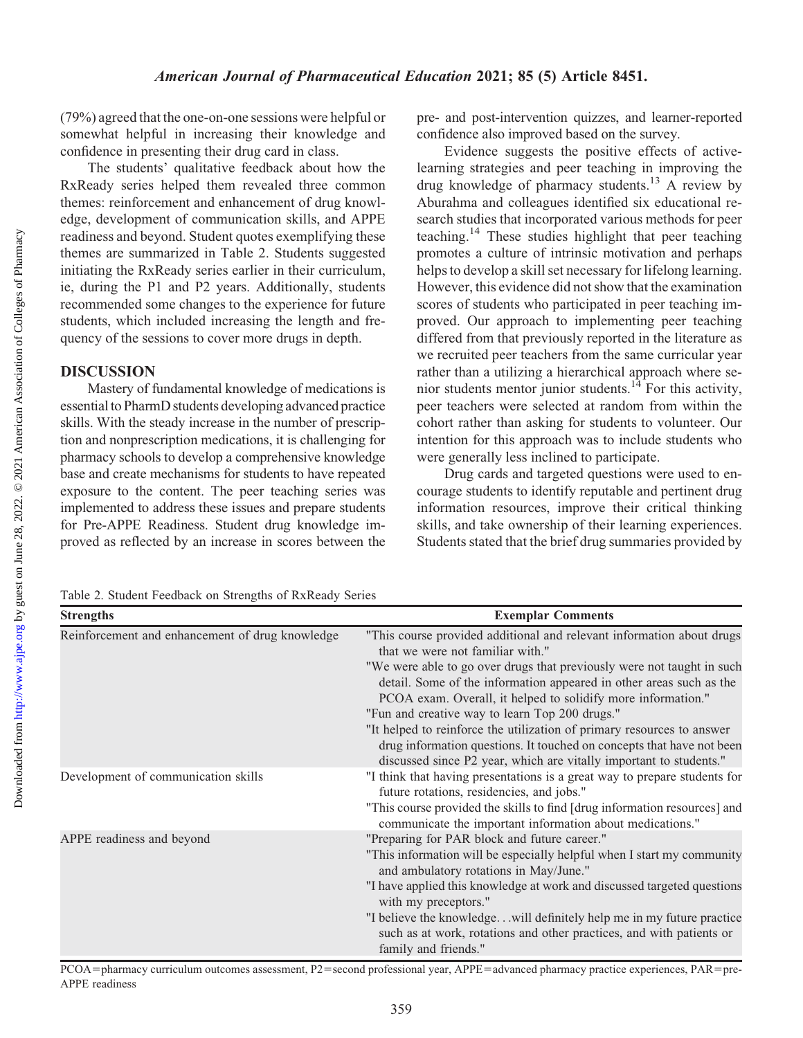(79%) agreed that the one-on-one sessions were helpful or somewhat helpful in increasing their knowledge and confidence in presenting their drug card in class.

The students' qualitative feedback about how the RxReady series helped them revealed three common themes: reinforcement and enhancement of drug knowledge, development of communication skills, and APPE readiness and beyond. Student quotes exemplifying these themes are summarized in Table 2. Students suggested initiating the RxReady series earlier in their curriculum, ie, during the P1 and P2 years. Additionally, students recommended some changes to the experience for future students, which included increasing the length and frequency of the sessions to cover more drugs in depth.

## DISCUSSION

Mastery of fundamental knowledge of medications is essential to PharmD students developing advanced practice skills. With the steady increase in the number of prescription and nonprescription medications, it is challenging for pharmacy schools to develop a comprehensive knowledge base and create mechanisms for students to have repeated exposure to the content. The peer teaching series was implemented to address these issues and prepare students for Pre-APPE Readiness. Student drug knowledge improved as reflected by an increase in scores between the pre- and post-intervention quizzes, and learner-reported confidence also improved based on the survey.

Evidence suggests the positive effects of active-learning strategies and peer teaching in improving the drug knowledge of pharmacy students.[13] A review by Aburahma and colleagues identified six educational research studies that incorporated various methods for peer teaching.[14] These studies highlight that peer teaching promotes a culture of intrinsic motivation and perhaps helps to develop a skill set necessary for lifelong learning. However, this evidence did not show that the examination scores of students who participated in peer teaching improved. Our approach to implementing peer teaching differed from that previously reported in the literature as we recruited peer teachers from the same curricular year rather than a utilizing a hierarchical approach where senior students mentor junior students.[14] For this activity, peer teachers were selected at random from within the cohort rather than asking for students to volunteer. Our intention for this approach was to include students who were generally less inclined to participate.

Drug cards and targeted questions were used to encourage students to identify reputable and pertinent drug information resources, improve their critical thinking skills, and take ownership of their learning experiences. Students stated that the brief drug summaries provided by

Table 2. Student Feedback on Strengths of RxReady Series

| Strengths | Exemplar Comments |
|---|---|
| Reinforcement and enhancement of drug knowledge | "This course provided additional and relevant information about drugs that we were not familiar with." |
| | "We were able to go over drugs that previously were not taught in such detail. Some of the information appeared in other areas such as the PCOA exam. Overall, it helped to solidify more information." |
| | "Fun and creative way to learn Top 200 drugs." |
| | "It helped to reinforce the utilization of primary resources to answer drug information questions. It touched on concepts that have not been discussed since P2 year, which are vitally important to students." |
| Development of communication skills | "I think that having presentations is a great way to prepare students for future rotations, residencies, and jobs." |
| | "This course provided the skills to find [drug information resources] and communicate the important information about medications." |
| APPE readiness and beyond | "Preparing for PAR block and future career." |
| | "This information will be especially helpful when I start my community and ambulatory rotations in May/June." |
| | "I have applied this knowledge at work and discussed targeted questions with my preceptors." |
| | "I believe the knowledge. . .will definitely help me in my future practice such as at work, rotations and other practices, and with patients or family and friends." |

PCOA=pharmacy curriculum outcomes assessment, P2=second professional year, APPE=advanced pharmacy practice experiences, PAR=pre-APPE readiness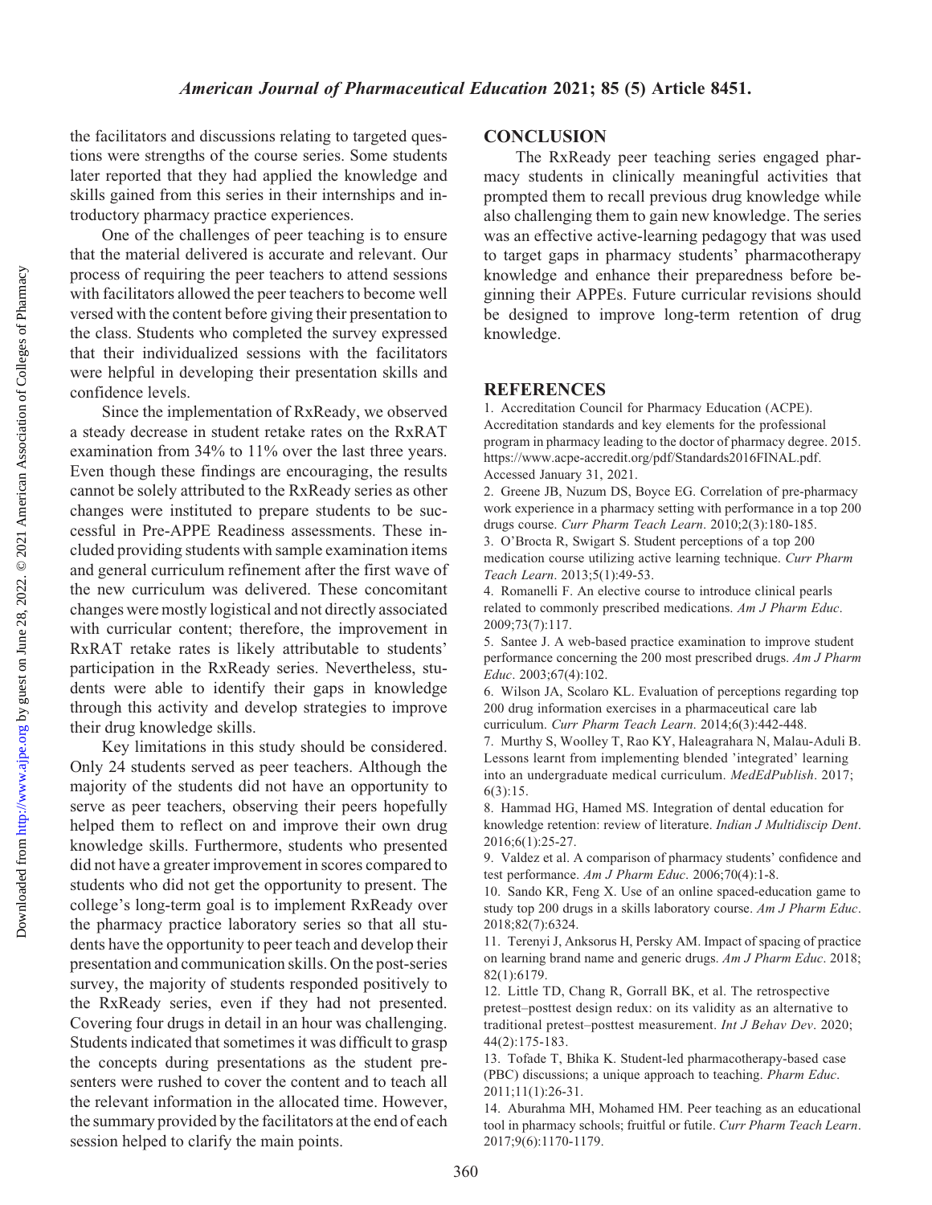the facilitators and discussions relating to targeted questions were strengths of the course series. Some students later reported that they had applied the knowledge and skills gained from this series in their internships and introductory pharmacy practice experiences.

One of the challenges of peer teaching is to ensure that the material delivered is accurate and relevant. Our process of requiring the peer teachers to attend sessions with facilitators allowed the peer teachers to become well versed with the content before giving their presentation to the class. Students who completed the survey expressed that their individualized sessions with the facilitators were helpful in developing their presentation skills and confidence levels.

Since the implementation of RxReady, we observed a steady decrease in student retake rates on the RxRAT examination from 34% to 11% over the last three years. Even though these findings are encouraging, the results cannot be solely attributed to the RxReady series as other changes were instituted to prepare students to be successful in Pre-APPE Readiness assessments. These included providing students with sample examination items and general curriculum refinement after the first wave of the new curriculum was delivered. These concomitant changes were mostly logistical and not directly associated with curricular content; therefore, the improvement in RxRAT retake rates is likely attributable to students' participation in the RxReady series. Nevertheless, students were able to identify their gaps in knowledge through this activity and develop strategies to improve their drug knowledge skills.

Key limitations in this study should be considered. Only 24 students served as peer teachers. Although the majority of the students did not have an opportunity to serve as peer teachers, observing their peers hopefully helped them to reflect on and improve their own drug knowledge skills. Furthermore, students who presented did not have a greater improvement in scores compared to students who did not get the opportunity to present. The college's long-term goal is to implement RxReady over the pharmacy practice laboratory series so that all students have the opportunity to peer teach and develop their presentation and communication skills. On the post-series survey, the majority of students responded positively to the RxReady series, even if they had not presented. Covering four drugs in detail in an hour was challenging. Students indicated that sometimes it was difficult to grasp the concepts during presentations as the student presenters were rushed to cover the content and to teach all the relevant information in the allocated time. However, the summary provided by the facilitators at the end of each session helped to clarify the main points.

## CONCLUSION

The RxReady peer teaching series engaged pharmacy students in clinically meaningful activities that prompted them to recall previous drug knowledge while also challenging them to gain new knowledge. The series was an effective active-learning pedagogy that was used to target gaps in pharmacy students' pharmacotherapy knowledge and enhance their preparedness before beginning their APPEs. Future curricular revisions should be designed to improve long-term retention of drug knowledge.

## REFERENCES

1. Accreditation Council for Pharmacy Education (ACPE). Accreditation standards and key elements for the professional program in pharmacy leading to the doctor of pharmacy degree. 2015. https://www.acpe-accredit.org/pdf/Standards2016FINAL.pdf. Accessed January 31, 2021.
2. Greene JB, Nuzum DS, Boyce EG. Correlation of pre-pharmacy work experience in a pharmacy setting with performance in a top 200 drugs course. *Curr Pharm Teach Learn*. 2010;2(3):180-185.
3. O'Brocta R, Swigart S. Student perceptions of a top 200 medication course utilizing active learning technique. *Curr Pharm Teach Learn*. 2013;5(1):49-53.
4. Romanelli F. An elective course to introduce clinical pearls related to commonly prescribed medications. *Am J Pharm Educ*. 2009;73(7):117.
5. Santee J. A web-based practice examination to improve student performance concerning the 200 most prescribed drugs. *Am J Pharm Educ*. 2003;67(4):102.
6. Wilson JA, Scolaro KL. Evaluation of perceptions regarding top 200 drug information exercises in a pharmaceutical care lab curriculum. *Curr Pharm Teach Learn*. 2014;6(3):442-448.
7. Murthy S, Woolley T, Rao KY, Haleagrahara N, Malau-Aduli B. Lessons learnt from implementing blended 'integrated' learning into an undergraduate medical curriculum. *MedEdPublish*. 2017; 6(3):15.
8. Hammad HG, Hamed MS. Integration of dental education for knowledge retention: review of literature. *Indian J Multidiscip Dent*. 2016;6(1):25-27.
9. Valdez et al. A comparison of pharmacy students' confidence and test performance. *Am J Pharm Educ*. 2006;70(4):1-8.
10. Sando KR, Feng X. Use of an online spaced-education game to study top 200 drugs in a skills laboratory course. *Am J Pharm Educ*. 2018;82(7):6324.
11. Terenyi J, Anksorus H, Persky AM. Impact of spacing of practice on learning brand name and generic drugs. *Am J Pharm Educ*. 2018; 82(1):6179.
12. Little TD, Chang R, Gorrall BK, et al. The retrospective pretest–posttest design redux: on its validity as an alternative to traditional pretest–posttest measurement. *Int J Behav Dev*. 2020; 44(2):175-183.
13. Tofade T, Bhika K. Student-led pharmacotherapy-based case (PBC) discussions; a unique approach to teaching. *Pharm Educ*. 2011;11(1):26-31.
14. Aburahma MH, Mohamed HM. Peer teaching as an educational tool in pharmacy schools; fruitful or futile. *Curr Pharm Teach Learn*. 2017;9(6):1170-1179.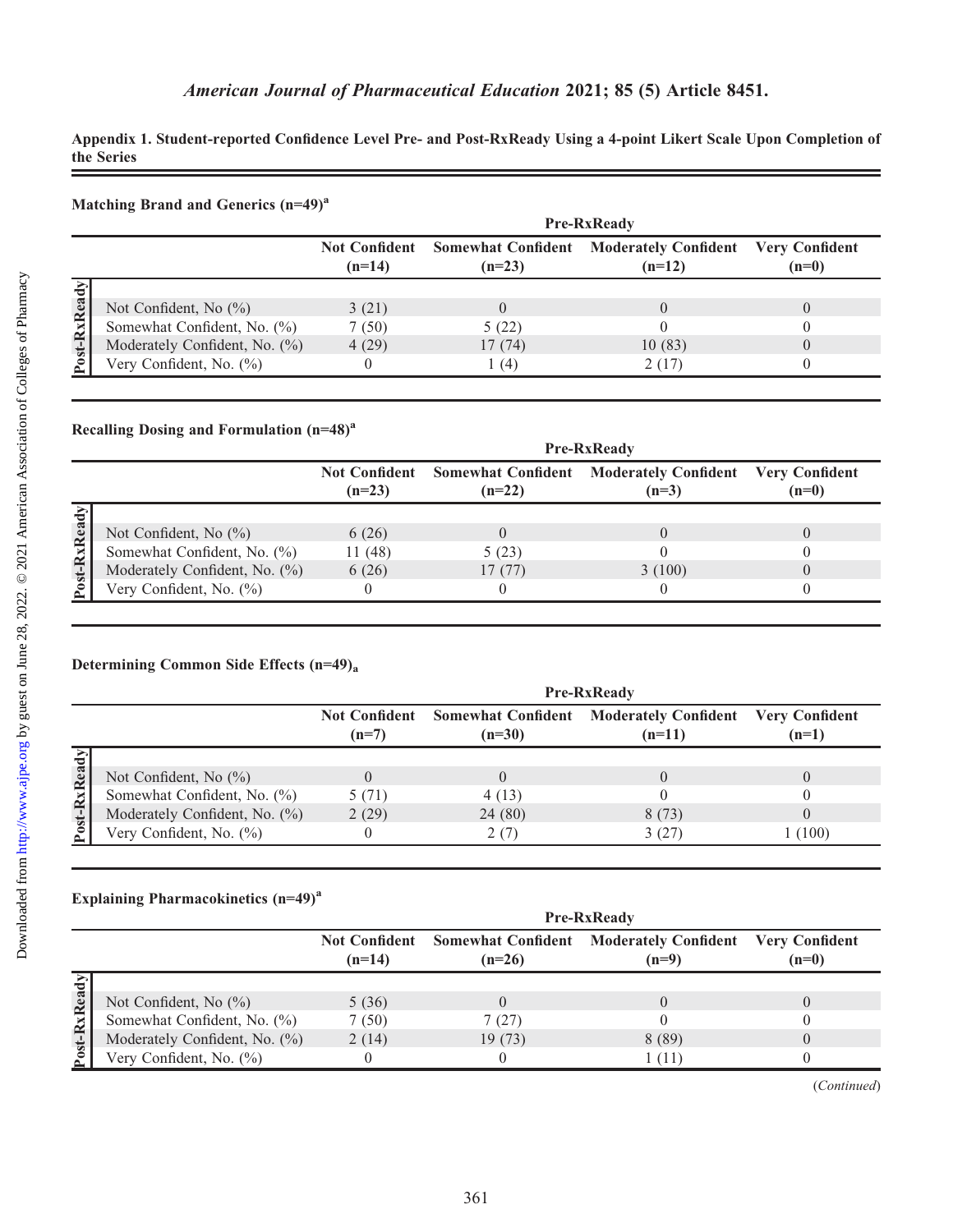**Appendix 1. Student-reported Confidence Level Pre- and Post-RxReady Using a 4-point Likert Scale Upon Completion of the Series**

**Matching Brand and Generics (n=49)[a]**

| | Pre-RxReady | | | |
|---|---|---|---|---|
| Post-RxReady | Not Confident (n=14) | Somewhat Confident (n=23) | Moderately Confident (n=12) | Very Confident (n=0) |
| Not Confident, No (%) | 3 (21) | 0 | 0 | 0 |
| Somewhat Confident, No. (%) | 7 (50) | 5 (22) | 0 | 0 |
| Moderately Confident, No. (%) | 4 (29) | 17 (74) | 10 (83) | 0 |
| Very Confident, No. (%) | 0 | 1 (4) | 2 (17) | 0 |

**Recalling Dosing and Formulation (n=48)[a]**

| | Pre-RxReady | | | |
|---|---|---|---|---|
| Post-RxReady | Not Confident (n=23) | Somewhat Confident (n=22) | Moderately Confident (n=3) | Very Confident (n=0) |
| Not Confident, No (%) | 6 (26) | 0 | 0 | 0 |
| Somewhat Confident, No. (%) | 11 (48) | 5 (23) | 0 | 0 |
| Moderately Confident, No. (%) | 6 (26) | 17 (77) | 3 (100) | 0 |
| Very Confident, No. (%) | 0 | 0 | 0 | 0 |

**Determining Common Side Effects (n=49)[a]**

| | Pre-RxReady | | | |
|---|---|---|---|---|
| Post-RxReady | Not Confident (n=7) | Somewhat Confident (n=30) | Moderately Confident (n=11) | Very Confident (n=1) |
| Not Confident, No (%) | 0 | 0 | 0 | 0 |
| Somewhat Confident, No. (%) | 5 (71) | 4 (13) | 0 | 0 |
| Moderately Confident, No. (%) | 2 (29) | 24 (80) | 8 (73) | 0 |
| Very Confident, No. (%) | 0 | 2 (7) | 3 (27) | 1 (100) |

**Explaining Pharmacokinetics (n=49)[a]**

| | Pre-RxReady | | | |
|---|---|---|---|---|
| Post-RxReady | Not Confident (n=14) | Somewhat Confident (n=26) | Moderately Confident (n=9) | Very Confident (n=0) |
| Not Confident, No (%) | 5 (36) | 0 | 0 | 0 |
| Somewhat Confident, No. (%) | 7 (50) | 7 (27) | 0 | 0 |
| Moderately Confident, No. (%) | 2 (14) | 19 (73) | 8 (89) | 0 |
| Very Confident, No. (%) | 0 | 0 | 1 (11) | 0 |

(*Continued*)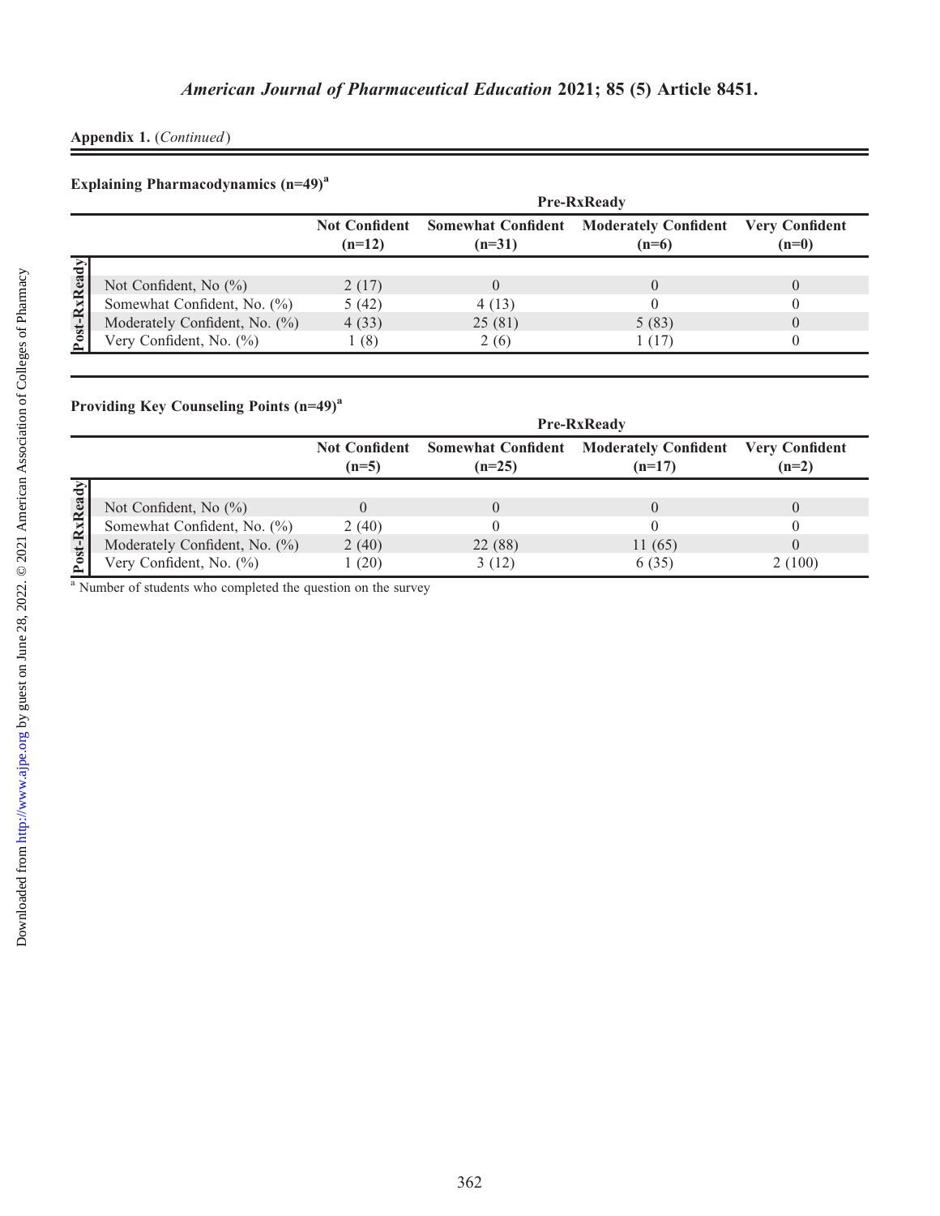**Appendix 1.** (*Continued*)

**Explaining Pharmacodynamics (n=49)[a]**

| | | Pre-RxReady | | | |
|---|---|---|---|---|---|
| | | Not Confident (n=12) | Somewhat Confident (n=31) | Moderately Confident (n=6) | Very Confident (n=0) |
| Post-RxReady | Not Confident, No (%) | 2 (17) | 0 | 0 | 0 |
| | Somewhat Confident, No. (%) | 5 (42) | 4 (13) | 0 | 0 |
| | Moderately Confident, No. (%) | 4 (33) | 25 (81) | 5 (83) | 0 |
| | Very Confident, No. (%) | 1 (8) | 2 (6) | 1 (17) | 0 |

**Providing Key Counseling Points (n=49)[a]**

| | | Pre-RxReady | | | |
|---|---|---|---|---|---|
| | | Not Confident (n=5) | Somewhat Confident (n=25) | Moderately Confident (n=17) | Very Confident (n=2) |
| Post-RxReady | Not Confident, No (%) | 0 | 0 | 0 | 0 |
| | Somewhat Confident, No. (%) | 2 (40) | 0 | 0 | 0 |
| | Moderately Confident, No. (%) | 2 (40) | 22 (88) | 11 (65) | 0 |
| | Very Confident, No. (%) | 1 (20) | 3 (12) | 6 (35) | 2 (100) |

[a] Number of students who completed the question on the survey